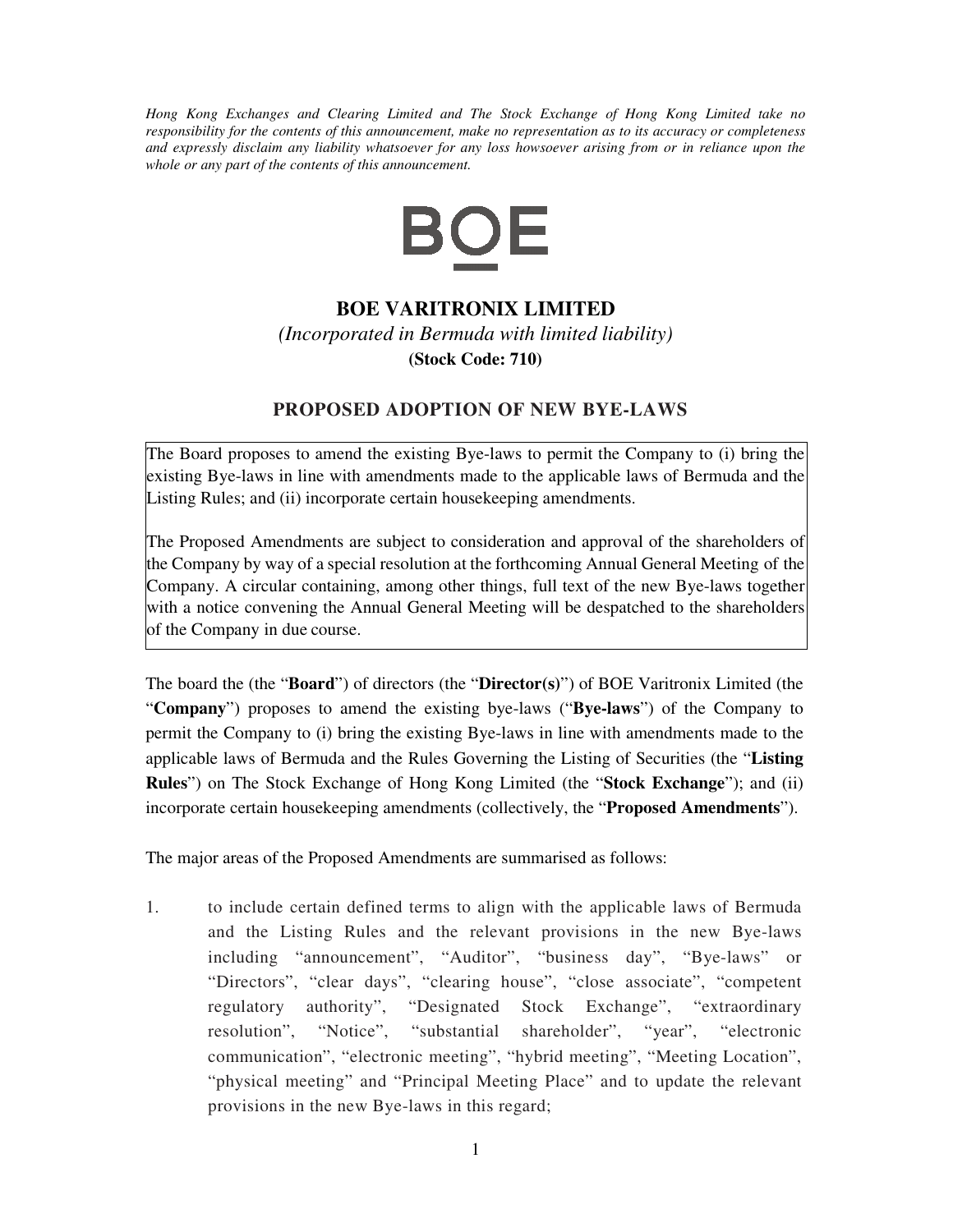*Hong Kong Exchanges and Clearing Limited and The Stock Exchange of Hong Kong Limited take no responsibility for the contents of this announcement, make no representation as to its accuracy or completeness and expressly disclaim any liability whatsoever for any loss howsoever arising from or in reliance upon the whole or any part of the contents of this announcement.*

BOE

# BOE VARITRONIX LIMITED

*(Incorporated in Bermuda with limited liability)*

**(Stock Code: 710)**

## PROPOSED ADOPTION OF NEW BYE-LAWS

The Board proposes to amend the existing Bye-laws to permit the Company to (i) bring the existing Bye-laws in line with amendments made to the applicable laws of Bermuda and the Listing Rules; and (ii) incorporate certain housekeeping amendments.

The Proposed Amendments are subject to consideration and approval of the shareholders of the Company by way of a special resolution at the forthcoming Annual General Meeting of the Company. A circular containing, among other things, full text of the new Bye-laws together with a notice convening the Annual General Meeting will be despatched to the shareholders of the Company in due course.

The board the (the "**Board**") of directors (the "**Director(s)**") of BOE Varitronix Limited (the "**Company**") proposes to amend the existing bye-laws ("**Bye-laws**") of the Company to permit the Company to (i) bring the existing Bye-laws in line with amendments made to the applicable laws of Bermuda and the Rules Governing the Listing of Securities (the "**Listing Rules**") on The Stock Exchange of Hong Kong Limited (the "**Stock Exchange**"); and (ii) incorporate certain housekeeping amendments (collectively, the "**Proposed Amendments**").

The major areas of the Proposed Amendments are summarised as follows:

1. to include certain defined terms to align with the applicable laws of Bermuda and the Listing Rules and the relevant provisions in the new Bye-laws including "announcement", "Auditor", "business day", "Bye-laws" or "Directors", "clear days", "clearing house", "close associate", "competent regulatory authority", "Designated Stock Exchange", "extraordinary resolution", "Notice", "substantial shareholder", "year", "electronic communication", "electronic meeting", "hybrid meeting", "Meeting Location", "physical meeting" and "Principal Meeting Place" and to update the relevant provisions in the new Bye-laws in this regard;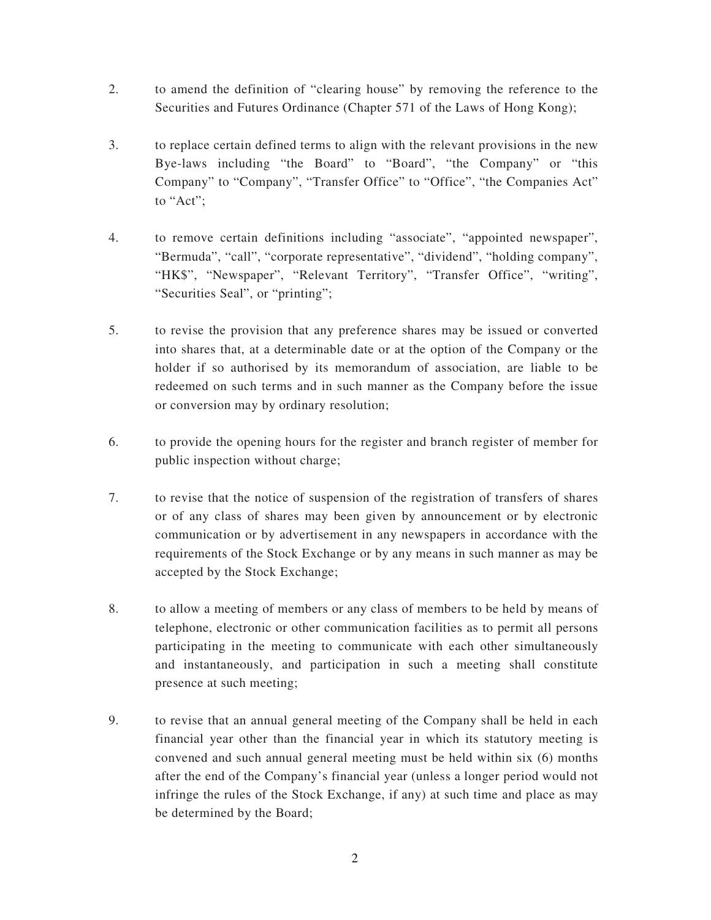2. to amend the definition of "clearing house" by removing the reference to the Securities and Futures Ordinance (Chapter 571 of the Laws of Hong Kong);

3. to replace certain defined terms to align with the relevant provisions in the new Bye-laws including "the Board" to "Board", "the Company" or "this Company" to "Company", "Transfer Office" to "Office", "the Companies Act" to "Act";

4. to remove certain definitions including "associate", "appointed newspaper", "Bermuda", "call", "corporate representative", "dividend", "holding company", "HK$", "Newspaper", "Relevant Territory", "Transfer Office", "writing", "Securities Seal", or "printing";

5. to revise the provision that any preference shares may be issued or converted into shares that, at a determinable date or at the option of the Company or the holder if so authorised by its memorandum of association, are liable to be redeemed on such terms and in such manner as the Company before the issue or conversion may by ordinary resolution;

6. to provide the opening hours for the register and branch register of member for public inspection without charge;

7. to revise that the notice of suspension of the registration of transfers of shares or of any class of shares may been given by announcement or by electronic communication or by advertisement in any newspapers in accordance with the requirements of the Stock Exchange or by any means in such manner as may be accepted by the Stock Exchange;

8. to allow a meeting of members or any class of members to be held by means of telephone, electronic or other communication facilities as to permit all persons participating in the meeting to communicate with each other simultaneously and instantaneously, and participation in such a meeting shall constitute presence at such meeting;

9. to revise that an annual general meeting of the Company shall be held in each financial year other than the financial year in which its statutory meeting is convened and such annual general meeting must be held within six (6) months after the end of the Company's financial year (unless a longer period would not infringe the rules of the Stock Exchange, if any) at such time and place as may be determined by the Board;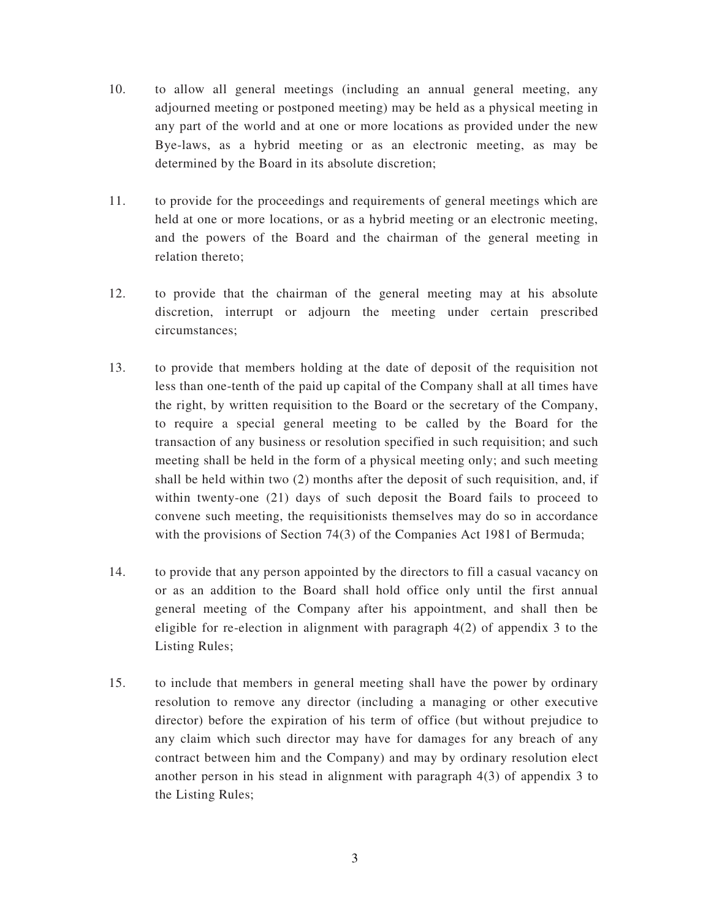10. to allow all general meetings (including an annual general meeting, any adjourned meeting or postponed meeting) may be held as a physical meeting in any part of the world and at one or more locations as provided under the new Bye-laws, as a hybrid meeting or as an electronic meeting, as may be determined by the Board in its absolute discretion;

11. to provide for the proceedings and requirements of general meetings which are held at one or more locations, or as a hybrid meeting or an electronic meeting, and the powers of the Board and the chairman of the general meeting in relation thereto;

12. to provide that the chairman of the general meeting may at his absolute discretion, interrupt or adjourn the meeting under certain prescribed circumstances;

13. to provide that members holding at the date of deposit of the requisition not less than one-tenth of the paid up capital of the Company shall at all times have the right, by written requisition to the Board or the secretary of the Company, to require a special general meeting to be called by the Board for the transaction of any business or resolution specified in such requisition; and such meeting shall be held in the form of a physical meeting only; and such meeting shall be held within two (2) months after the deposit of such requisition, and, if within twenty-one (21) days of such deposit the Board fails to proceed to convene such meeting, the requisitionists themselves may do so in accordance with the provisions of Section 74(3) of the Companies Act 1981 of Bermuda;

14. to provide that any person appointed by the directors to fill a casual vacancy on or as an addition to the Board shall hold office only until the first annual general meeting of the Company after his appointment, and shall then be eligible for re-election in alignment with paragraph 4(2) of appendix 3 to the Listing Rules;

15. to include that members in general meeting shall have the power by ordinary resolution to remove any director (including a managing or other executive director) before the expiration of his term of office (but without prejudice to any claim which such director may have for damages for any breach of any contract between him and the Company) and may by ordinary resolution elect another person in his stead in alignment with paragraph 4(3) of appendix 3 to the Listing Rules;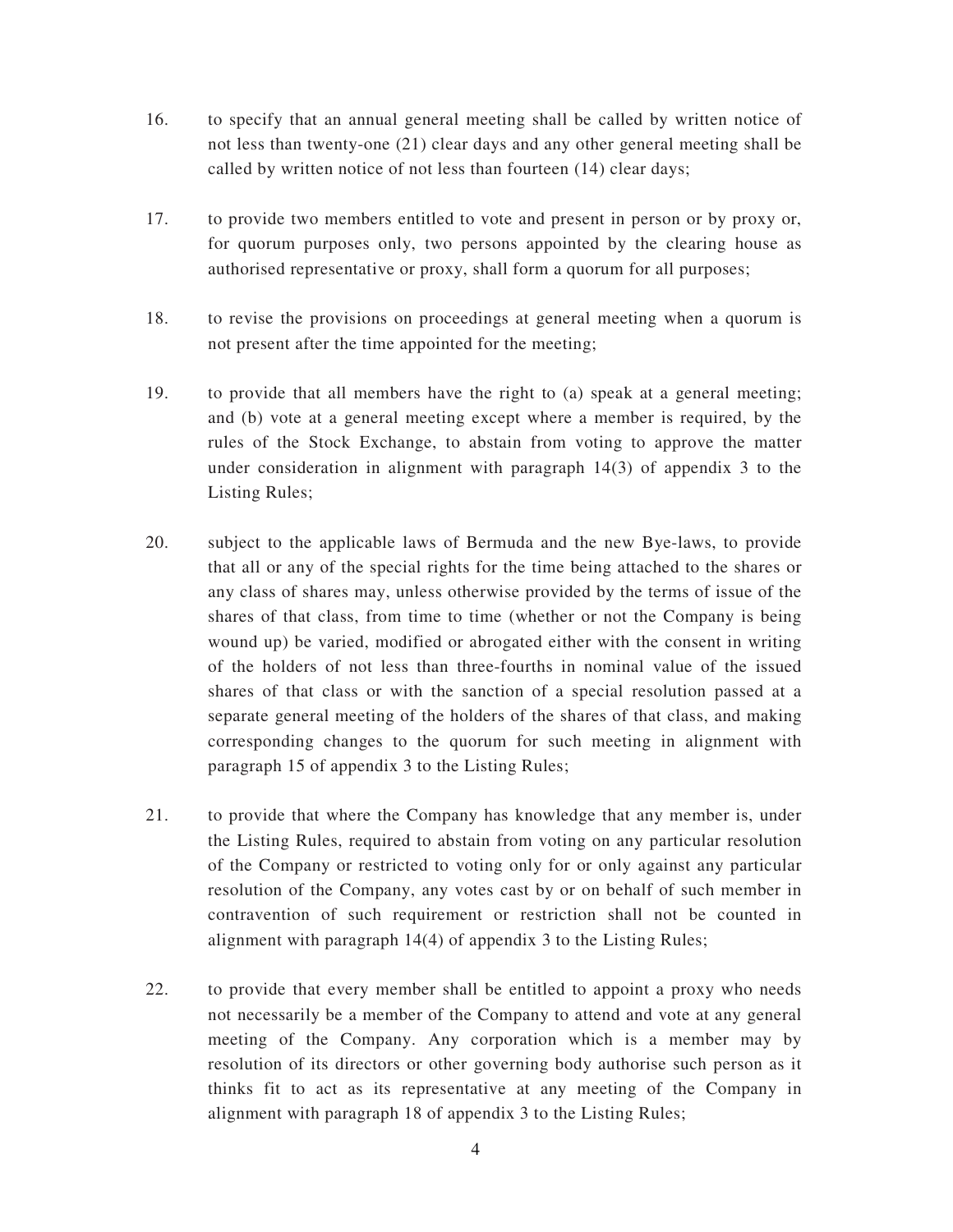16. to specify that an annual general meeting shall be called by written notice of not less than twenty-one (21) clear days and any other general meeting shall be called by written notice of not less than fourteen (14) clear days;

17. to provide two members entitled to vote and present in person or by proxy or, for quorum purposes only, two persons appointed by the clearing house as authorised representative or proxy, shall form a quorum for all purposes;

18. to revise the provisions on proceedings at general meeting when a quorum is not present after the time appointed for the meeting;

19. to provide that all members have the right to (a) speak at a general meeting; and (b) vote at a general meeting except where a member is required, by the rules of the Stock Exchange, to abstain from voting to approve the matter under consideration in alignment with paragraph 14(3) of appendix 3 to the Listing Rules;

20. subject to the applicable laws of Bermuda and the new Bye-laws, to provide that all or any of the special rights for the time being attached to the shares or any class of shares may, unless otherwise provided by the terms of issue of the shares of that class, from time to time (whether or not the Company is being wound up) be varied, modified or abrogated either with the consent in writing of the holders of not less than three-fourths in nominal value of the issued shares of that class or with the sanction of a special resolution passed at a separate general meeting of the holders of the shares of that class, and making corresponding changes to the quorum for such meeting in alignment with paragraph 15 of appendix 3 to the Listing Rules;

21. to provide that where the Company has knowledge that any member is, under the Listing Rules, required to abstain from voting on any particular resolution of the Company or restricted to voting only for or only against any particular resolution of the Company, any votes cast by or on behalf of such member in contravention of such requirement or restriction shall not be counted in alignment with paragraph 14(4) of appendix 3 to the Listing Rules;

22. to provide that every member shall be entitled to appoint a proxy who needs not necessarily be a member of the Company to attend and vote at any general meeting of the Company. Any corporation which is a member may by resolution of its directors or other governing body authorise such person as it thinks fit to act as its representative at any meeting of the Company in alignment with paragraph 18 of appendix 3 to the Listing Rules;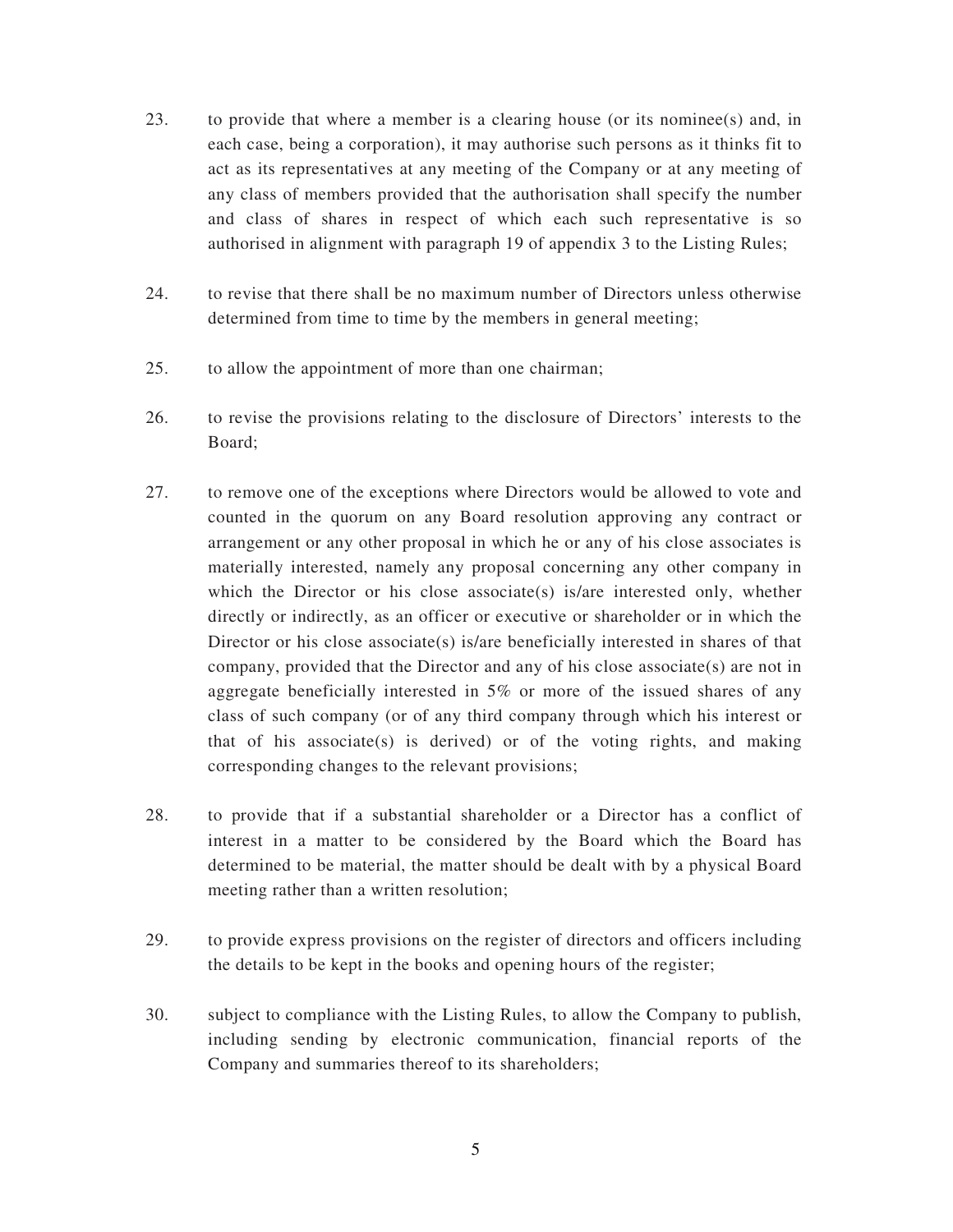23. to provide that where a member is a clearing house (or its nominee(s) and, in each case, being a corporation), it may authorise such persons as it thinks fit to act as its representatives at any meeting of the Company or at any meeting of any class of members provided that the authorisation shall specify the number and class of shares in respect of which each such representative is so authorised in alignment with paragraph 19 of appendix 3 to the Listing Rules;

24. to revise that there shall be no maximum number of Directors unless otherwise determined from time to time by the members in general meeting;

25. to allow the appointment of more than one chairman;

26. to revise the provisions relating to the disclosure of Directors' interests to the Board;

27. to remove one of the exceptions where Directors would be allowed to vote and counted in the quorum on any Board resolution approving any contract or arrangement or any other proposal in which he or any of his close associates is materially interested, namely any proposal concerning any other company in which the Director or his close associate(s) is/are interested only, whether directly or indirectly, as an officer or executive or shareholder or in which the Director or his close associate(s) is/are beneficially interested in shares of that company, provided that the Director and any of his close associate(s) are not in aggregate beneficially interested in 5% or more of the issued shares of any class of such company (or of any third company through which his interest or that of his associate(s) is derived) or of the voting rights, and making corresponding changes to the relevant provisions;

28. to provide that if a substantial shareholder or a Director has a conflict of interest in a matter to be considered by the Board which the Board has determined to be material, the matter should be dealt with by a physical Board meeting rather than a written resolution;

29. to provide express provisions on the register of directors and officers including the details to be kept in the books and opening hours of the register;

30. subject to compliance with the Listing Rules, to allow the Company to publish, including sending by electronic communication, financial reports of the Company and summaries thereof to its shareholders;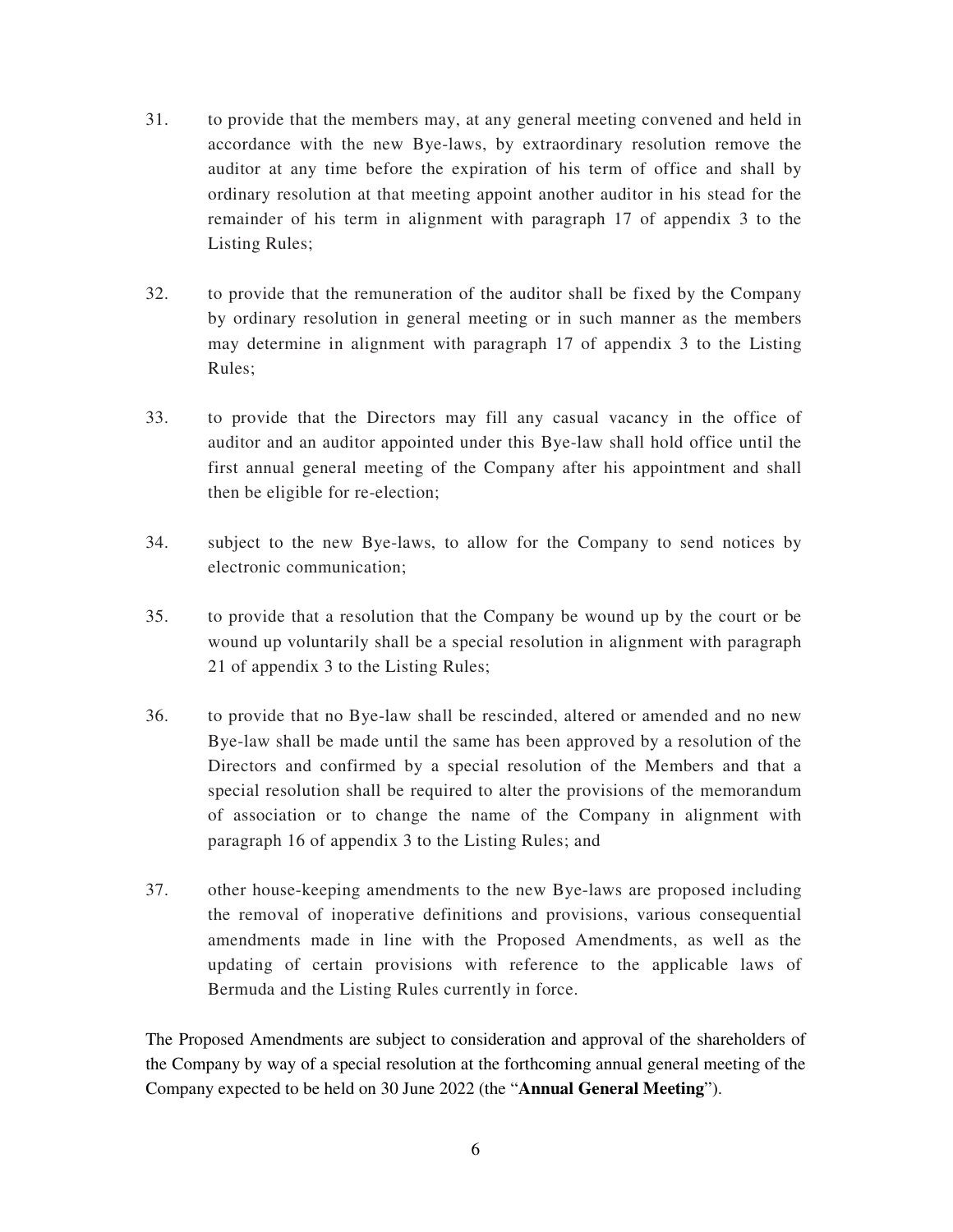31. to provide that the members may, at any general meeting convened and held in accordance with the new Bye-laws, by extraordinary resolution remove the auditor at any time before the expiration of his term of office and shall by ordinary resolution at that meeting appoint another auditor in his stead for the remainder of his term in alignment with paragraph 17 of appendix 3 to the Listing Rules;

32. to provide that the remuneration of the auditor shall be fixed by the Company by ordinary resolution in general meeting or in such manner as the members may determine in alignment with paragraph 17 of appendix 3 to the Listing Rules;

33. to provide that the Directors may fill any casual vacancy in the office of auditor and an auditor appointed under this Bye-law shall hold office until the first annual general meeting of the Company after his appointment and shall then be eligible for re-election;

34. subject to the new Bye-laws, to allow for the Company to send notices by electronic communication;

35. to provide that a resolution that the Company be wound up by the court or be wound up voluntarily shall be a special resolution in alignment with paragraph 21 of appendix 3 to the Listing Rules;

36. to provide that no Bye-law shall be rescinded, altered or amended and no new Bye-law shall be made until the same has been approved by a resolution of the Directors and confirmed by a special resolution of the Members and that a special resolution shall be required to alter the provisions of the memorandum of association or to change the name of the Company in alignment with paragraph 16 of appendix 3 to the Listing Rules; and

37. other house-keeping amendments to the new Bye-laws are proposed including the removal of inoperative definitions and provisions, various consequential amendments made in line with the Proposed Amendments, as well as the updating of certain provisions with reference to the applicable laws of Bermuda and the Listing Rules currently in force.

The Proposed Amendments are subject to consideration and approval of the shareholders of the Company by way of a special resolution at the forthcoming annual general meeting of the Company expected to be held on 30 June 2022 (the "**Annual General Meeting**").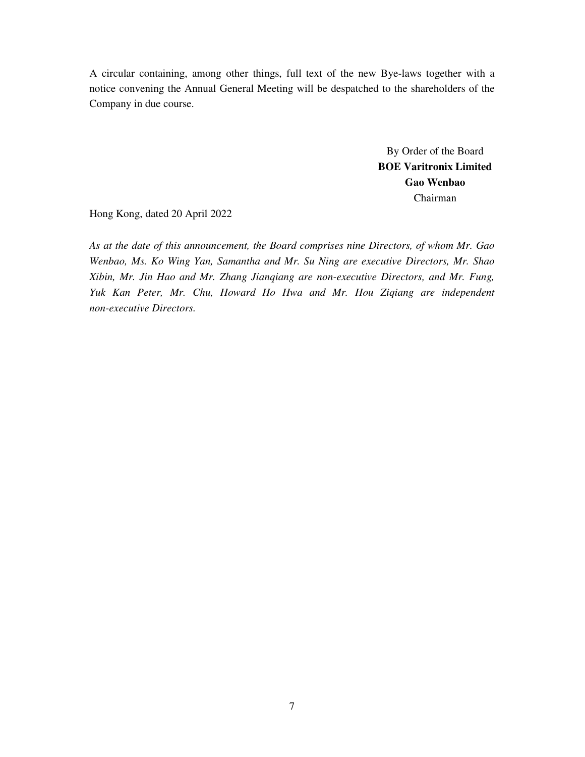A circular containing, among other things, full text of the new Bye-laws together with a notice convening the Annual General Meeting will be despatched to the shareholders of the Company in due course.

By Order of the Board
**BOE Varitronix Limited**
**Gao Wenbao**
Chairman

Hong Kong, dated 20 April 2022

*As at the date of this announcement, the Board comprises nine Directors, of whom Mr. Gao Wenbao, Ms. Ko Wing Yan, Samantha and Mr. Su Ning are executive Directors, Mr. Shao Xibin, Mr. Jin Hao and Mr. Zhang Jianqiang are non-executive Directors, and Mr. Fung, Yuk Kan Peter, Mr. Chu, Howard Ho Hwa and Mr. Hou Ziqiang are independent non-executive Directors.*